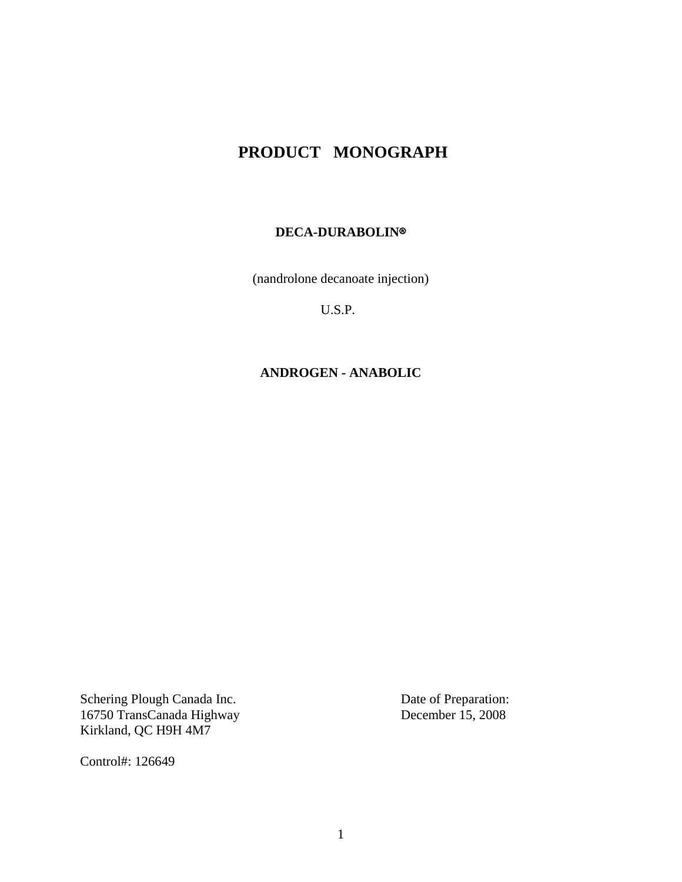# PRODUCT MONOGRAPH

**DECA-DURABOLIN®**

(nandrolone decanoate injection)

U.S.P.

**ANDROGEN - ANABOLIC**

Schering Plough Canada Inc.
16750 TransCanada Highway
Kirkland, QC H9H 4M7

Date of Preparation:
December 15, 2008

Control#: 126649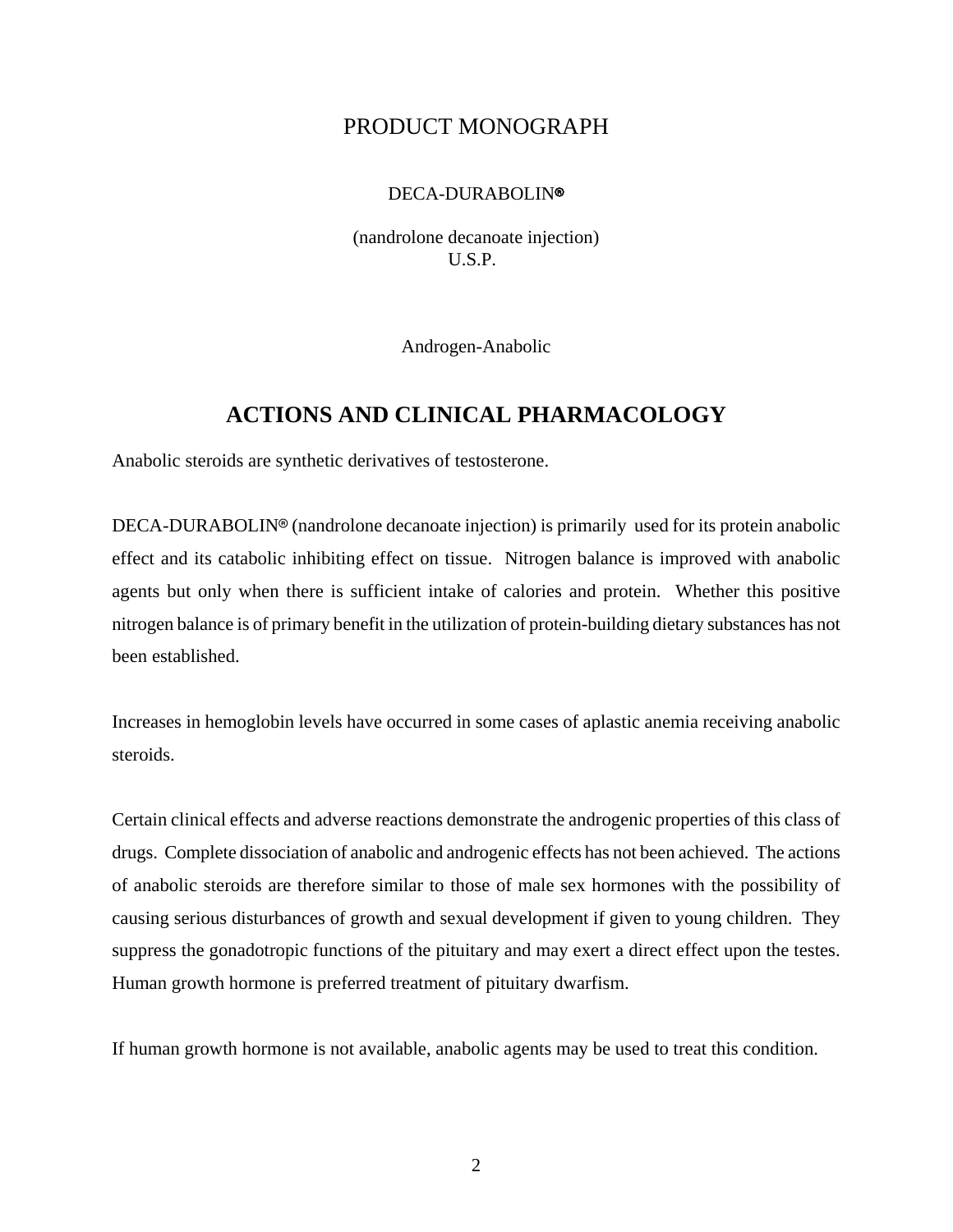# PRODUCT MONOGRAPH

DECA-DURABOLIN®

(nandrolone decanoate injection)
U.S.P.

Androgen-Anabolic

## ACTIONS AND CLINICAL PHARMACOLOGY

Anabolic steroids are synthetic derivatives of testosterone.

DECA-DURABOLIN® (nandrolone decanoate injection) is primarily used for its protein anabolic effect and its catabolic inhibiting effect on tissue. Nitrogen balance is improved with anabolic agents but only when there is sufficient intake of calories and protein. Whether this positive nitrogen balance is of primary benefit in the utilization of protein-building dietary substances has not been established.

Increases in hemoglobin levels have occurred in some cases of aplastic anemia receiving anabolic steroids.

Certain clinical effects and adverse reactions demonstrate the androgenic properties of this class of drugs. Complete dissociation of anabolic and androgenic effects has not been achieved. The actions of anabolic steroids are therefore similar to those of male sex hormones with the possibility of causing serious disturbances of growth and sexual development if given to young children. They suppress the gonadotropic functions of the pituitary and may exert a direct effect upon the testes. Human growth hormone is preferred treatment of pituitary dwarfism.

If human growth hormone is not available, anabolic agents may be used to treat this condition.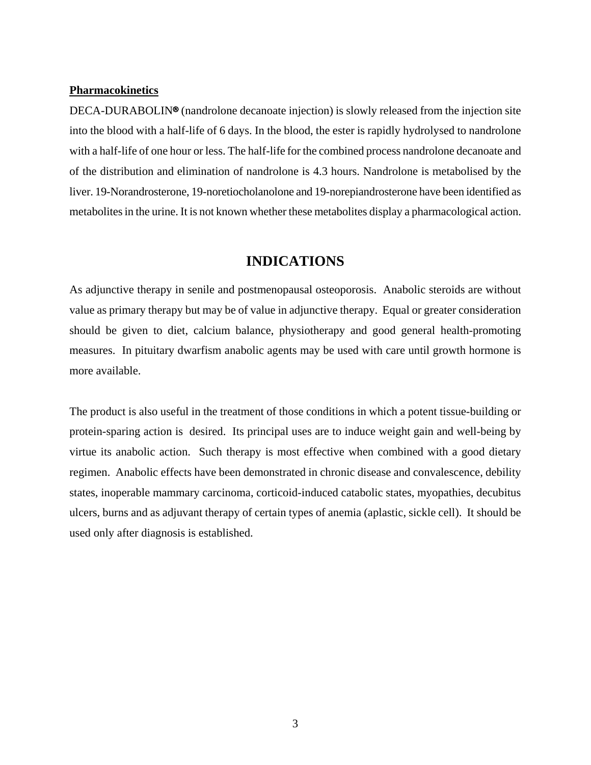**Pharmacokinetics**

DECA-DURABOLIN® (nandrolone decanoate injection) is slowly released from the injection site into the blood with a half-life of 6 days. In the blood, the ester is rapidly hydrolysed to nandrolone with a half-life of one hour or less. The half-life for the combined process nandrolone decanoate and of the distribution and elimination of nandrolone is 4.3 hours. Nandrolone is metabolised by the liver. 19-Norandrosterone, 19-noretiocholanolone and 19-norepiandrosterone have been identified as metabolites in the urine. It is not known whether these metabolites display a pharmacological action.

# INDICATIONS

As adjunctive therapy in senile and postmenopausal osteoporosis. Anabolic steroids are without value as primary therapy but may be of value in adjunctive therapy. Equal or greater consideration should be given to diet, calcium balance, physiotherapy and good general health-promoting measures. In pituitary dwarfism anabolic agents may be used with care until growth hormone is more available.

The product is also useful in the treatment of those conditions in which a potent tissue-building or protein-sparing action is desired. Its principal uses are to induce weight gain and well-being by virtue its anabolic action. Such therapy is most effective when combined with a good dietary regimen. Anabolic effects have been demonstrated in chronic disease and convalescence, debility states, inoperable mammary carcinoma, corticoid-induced catabolic states, myopathies, decubitus ulcers, burns and as adjuvant therapy of certain types of anemia (aplastic, sickle cell). It should be used only after diagnosis is established.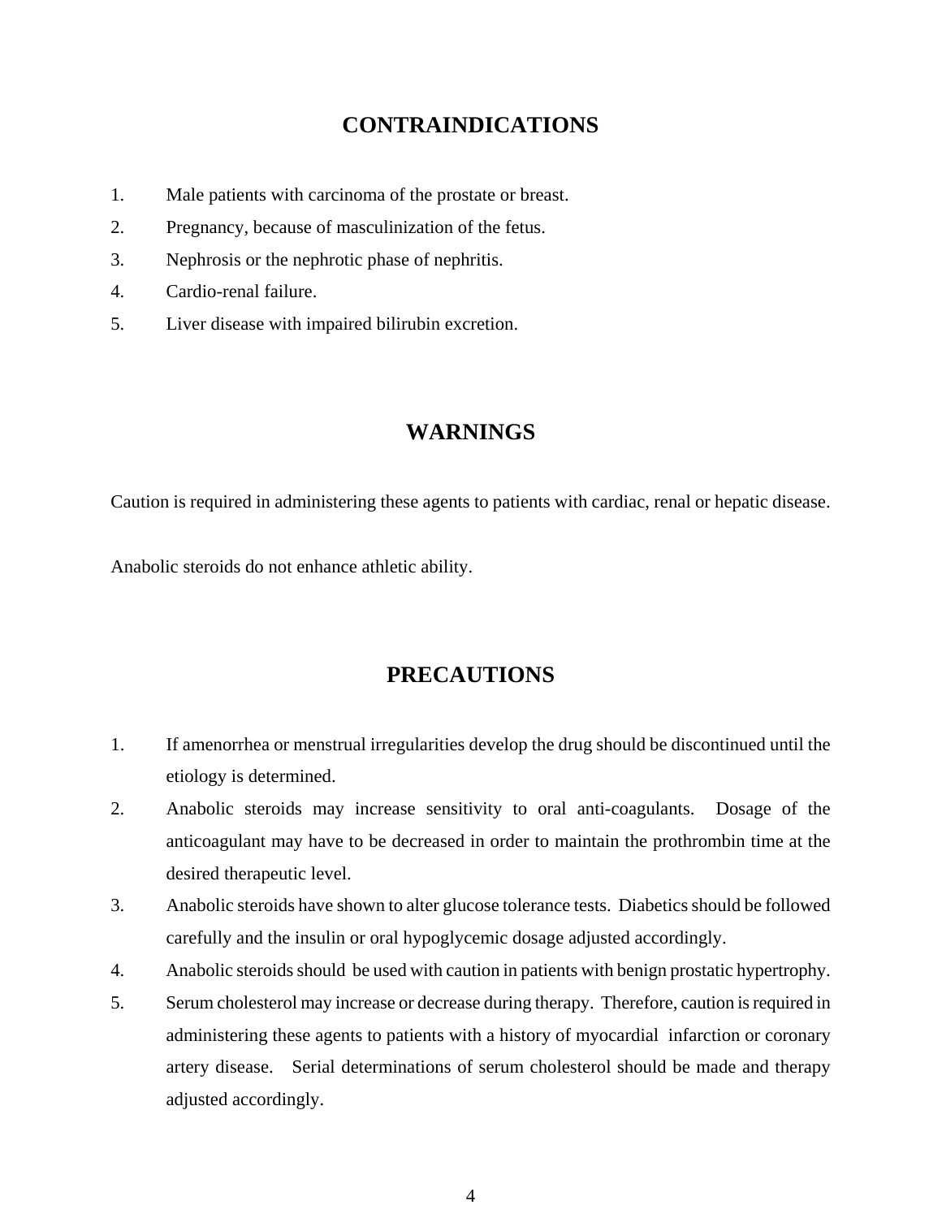## CONTRAINDICATIONS

1. Male patients with carcinoma of the prostate or breast.
2. Pregnancy, because of masculinization of the fetus.
3. Nephrosis or the nephrotic phase of nephritis.
4. Cardio-renal failure.
5. Liver disease with impaired bilirubin excretion.

## WARNINGS

Caution is required in administering these agents to patients with cardiac, renal or hepatic disease.

Anabolic steroids do not enhance athletic ability.

## PRECAUTIONS

1. If amenorrhea or menstrual irregularities develop the drug should be discontinued until the etiology is determined.
2. Anabolic steroids may increase sensitivity to oral anti-coagulants. Dosage of the anticoagulant may have to be decreased in order to maintain the prothrombin time at the desired therapeutic level.
3. Anabolic steroids have shown to alter glucose tolerance tests. Diabetics should be followed carefully and the insulin or oral hypoglycemic dosage adjusted accordingly.
4. Anabolic steroids should be used with caution in patients with benign prostatic hypertrophy.
5. Serum cholesterol may increase or decrease during therapy. Therefore, caution is required in administering these agents to patients with a history of myocardial infarction or coronary artery disease. Serial determinations of serum cholesterol should be made and therapy adjusted accordingly.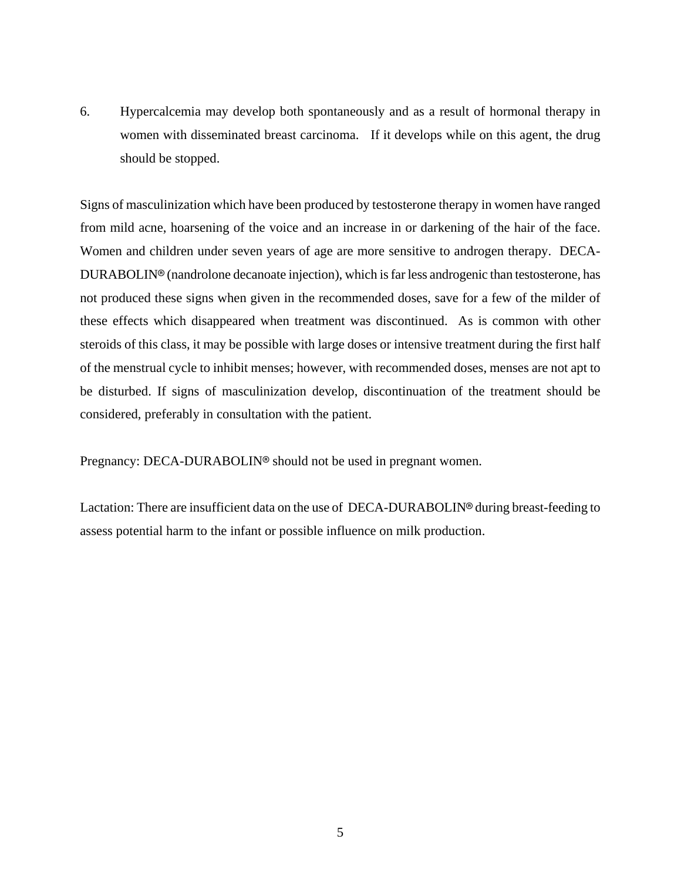6. Hypercalcemia may develop both spontaneously and as a result of hormonal therapy in women with disseminated breast carcinoma. If it develops while on this agent, the drug should be stopped.

Signs of masculinization which have been produced by testosterone therapy in women have ranged from mild acne, hoarsening of the voice and an increase in or darkening of the hair of the face. Women and children under seven years of age are more sensitive to androgen therapy. DECA-DURABOLIN® (nandrolone decanoate injection), which is far less androgenic than testosterone, has not produced these signs when given in the recommended doses, save for a few of the milder of these effects which disappeared when treatment was discontinued. As is common with other steroids of this class, it may be possible with large doses or intensive treatment during the first half of the menstrual cycle to inhibit menses; however, with recommended doses, menses are not apt to be disturbed. If signs of masculinization develop, discontinuation of the treatment should be considered, preferably in consultation with the patient.

Pregnancy: DECA-DURABOLIN® should not be used in pregnant women.

Lactation: There are insufficient data on the use of DECA-DURABOLIN® during breast-feeding to assess potential harm to the infant or possible influence on milk production.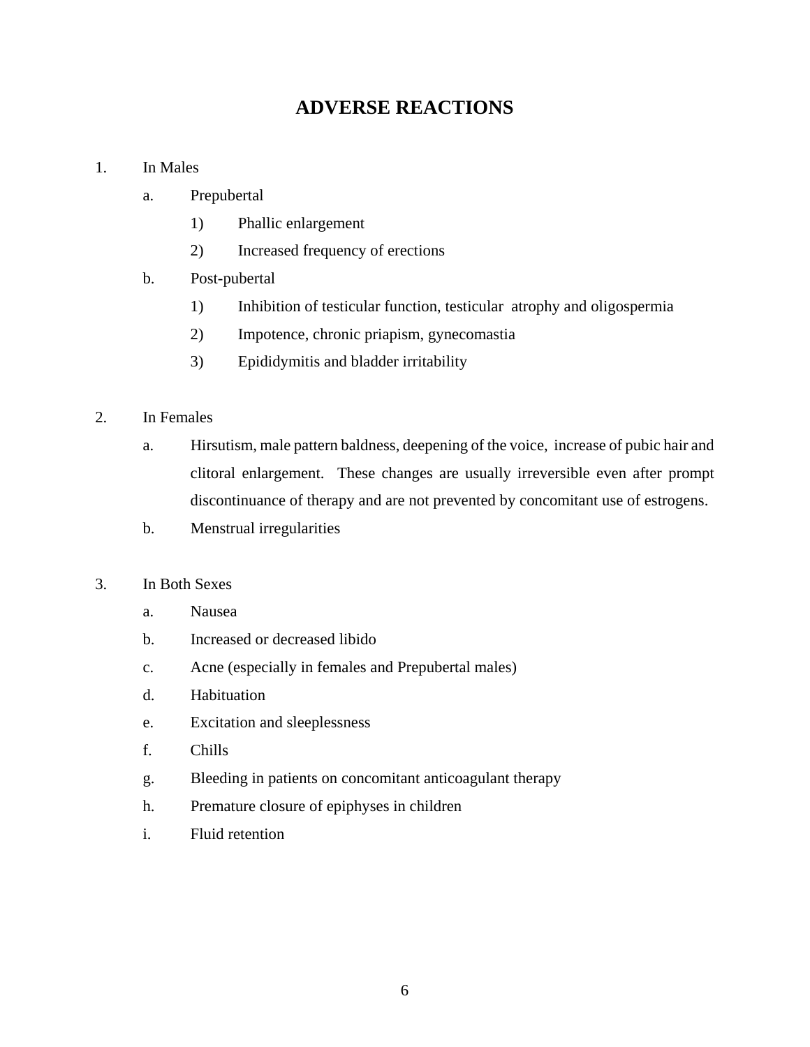# ADVERSE REACTIONS

1. In Males
   a. Prepubertal
      1) Phallic enlargement
      2) Increased frequency of erections
   b. Post-pubertal
      1) Inhibition of testicular function, testicular atrophy and oligospermia
      2) Impotence, chronic priapism, gynecomastia
      3) Epididymitis and bladder irritability

2. In Females
   a. Hirsutism, male pattern baldness, deepening of the voice, increase of pubic hair and clitoral enlargement. These changes are usually irreversible even after prompt discontinuance of therapy and are not prevented by concomitant use of estrogens.
   b. Menstrual irregularities

3. In Both Sexes
   a. Nausea
   b. Increased or decreased libido
   c. Acne (especially in females and Prepubertal males)
   d. Habituation
   e. Excitation and sleeplessness
   f. Chills
   g. Bleeding in patients on concomitant anticoagulant therapy
   h. Premature closure of epiphyses in children
   i. Fluid retention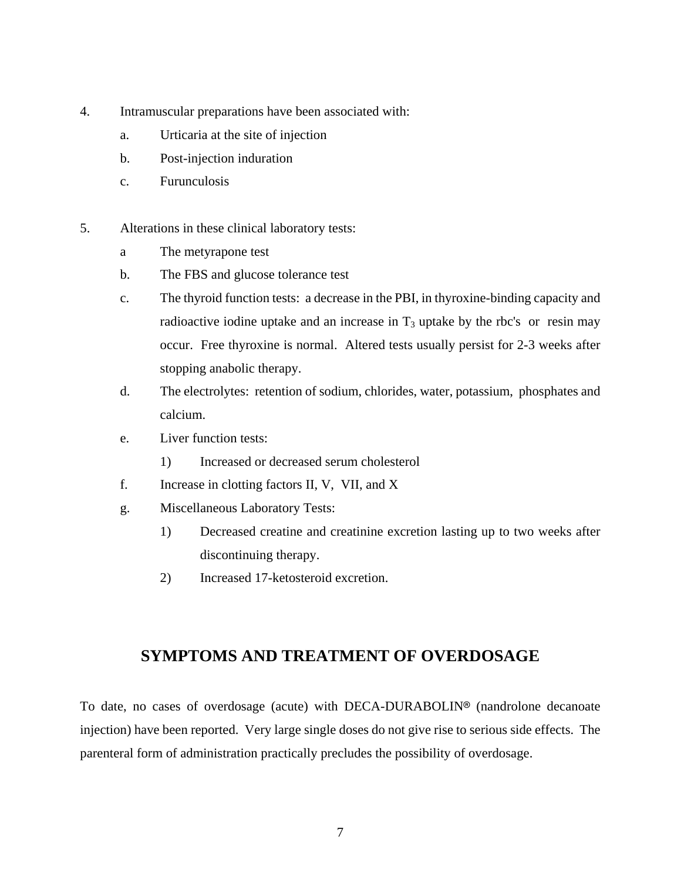4. Intramuscular preparations have been associated with:
    a. Urticaria at the site of injection
    b. Post-injection induration
    c. Furunculosis

5. Alterations in these clinical laboratory tests:
    a The metyrapone test
    b. The FBS and glucose tolerance test
    c. The thyroid function tests: a decrease in the PBI, in thyroxine-binding capacity and radioactive iodine uptake and an increase in $T_3$ uptake by the rbc's or resin may occur. Free thyroxine is normal. Altered tests usually persist for 2-3 weeks after stopping anabolic therapy.
    d. The electrolytes: retention of sodium, chlorides, water, potassium, phosphates and calcium.
    e. Liver function tests:
        1) Increased or decreased serum cholesterol
    f. Increase in clotting factors II, V, VII, and X
    g. Miscellaneous Laboratory Tests:
        1) Decreased creatine and creatinine excretion lasting up to two weeks after discontinuing therapy.
        2) Increased 17-ketosteroid excretion.

## SYMPTOMS AND TREATMENT OF OVERDOSAGE

To date, no cases of overdosage (acute) with DECA-DURABOLIN® (nandrolone decanoate injection) have been reported. Very large single doses do not give rise to serious side effects. The parenteral form of administration practically precludes the possibility of overdosage.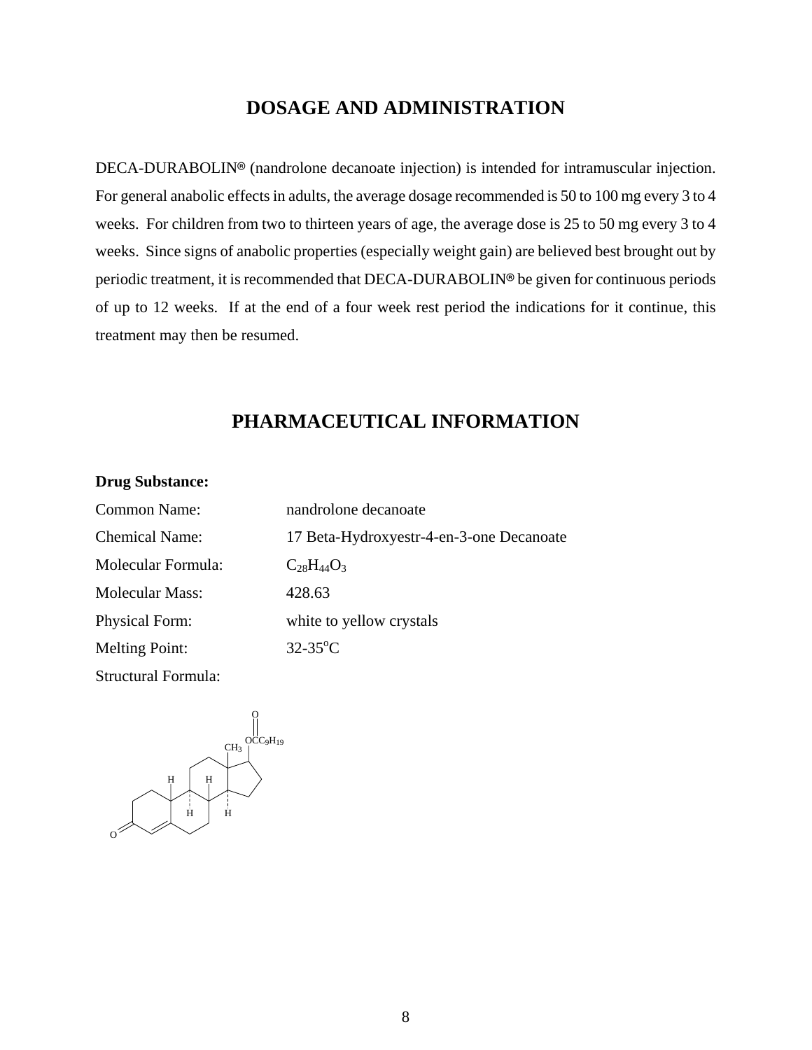## DOSAGE AND ADMINISTRATION

DECA-DURABOLIN® (nandrolone decanoate injection) is intended for intramuscular injection. For general anabolic effects in adults, the average dosage recommended is 50 to 100 mg every 3 to 4 weeks. For children from two to thirteen years of age, the average dose is 25 to 50 mg every 3 to 4 weeks. Since signs of anabolic properties (especially weight gain) are believed best brought out by periodic treatment, it is recommended that DECA-DURABOLIN® be given for continuous periods of up to 12 weeks. If at the end of a four week rest period the indications for it continue, this treatment may then be resumed.

## PHARMACEUTICAL INFORMATION

**Drug Substance:**

| | |
|---|---|
| Common Name: | nandrolone decanoate |
| Chemical Name: | 17 Beta-Hydroxyestr-4-en-3-one Decanoate |
| Molecular Formula: | $C_{28}H_{44}O_3$ |
| Molecular Mass: | 428.63 |
| Physical Form: | white to yellow crystals |
| Melting Point: | 32-35°C |

Structural Formula:

O
$OCC_9H_{19}$
$CH_3$
H H
H H
O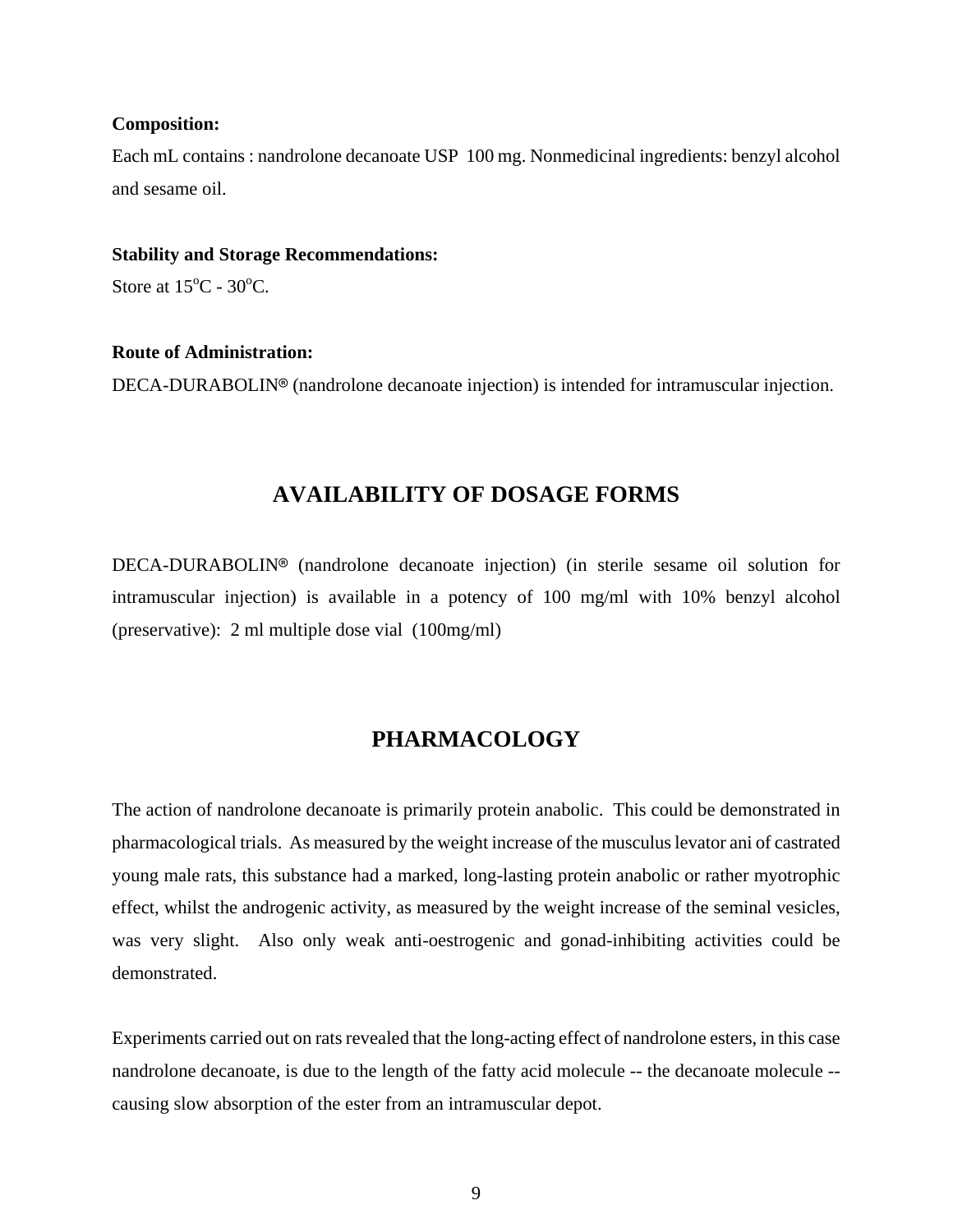**Composition:**

Each mL contains : nandrolone decanoate USP 100 mg. Nonmedicinal ingredients: benzyl alcohol and sesame oil.

**Stability and Storage Recommendations:**

Store at 15$^{o}$C - 30$^{o}$C.

**Route of Administration:**

DECA-DURABOLIN® (nandrolone decanoate injection) is intended for intramuscular injection.

## AVAILABILITY OF DOSAGE FORMS

DECA-DURABOLIN® (nandrolone decanoate injection) (in sterile sesame oil solution for intramuscular injection) is available in a potency of 100 mg/ml with 10% benzyl alcohol (preservative): 2 ml multiple dose vial (100mg/ml)

## PHARMACOLOGY

The action of nandrolone decanoate is primarily protein anabolic. This could be demonstrated in pharmacological trials. As measured by the weight increase of the musculus levator ani of castrated young male rats, this substance had a marked, long-lasting protein anabolic or rather myotrophic effect, whilst the androgenic activity, as measured by the weight increase of the seminal vesicles, was very slight. Also only weak anti-oestrogenic and gonad-inhibiting activities could be demonstrated.

Experiments carried out on rats revealed that the long-acting effect of nandrolone esters, in this case nandrolone decanoate, is due to the length of the fatty acid molecule -- the decanoate molecule -- causing slow absorption of the ester from an intramuscular depot.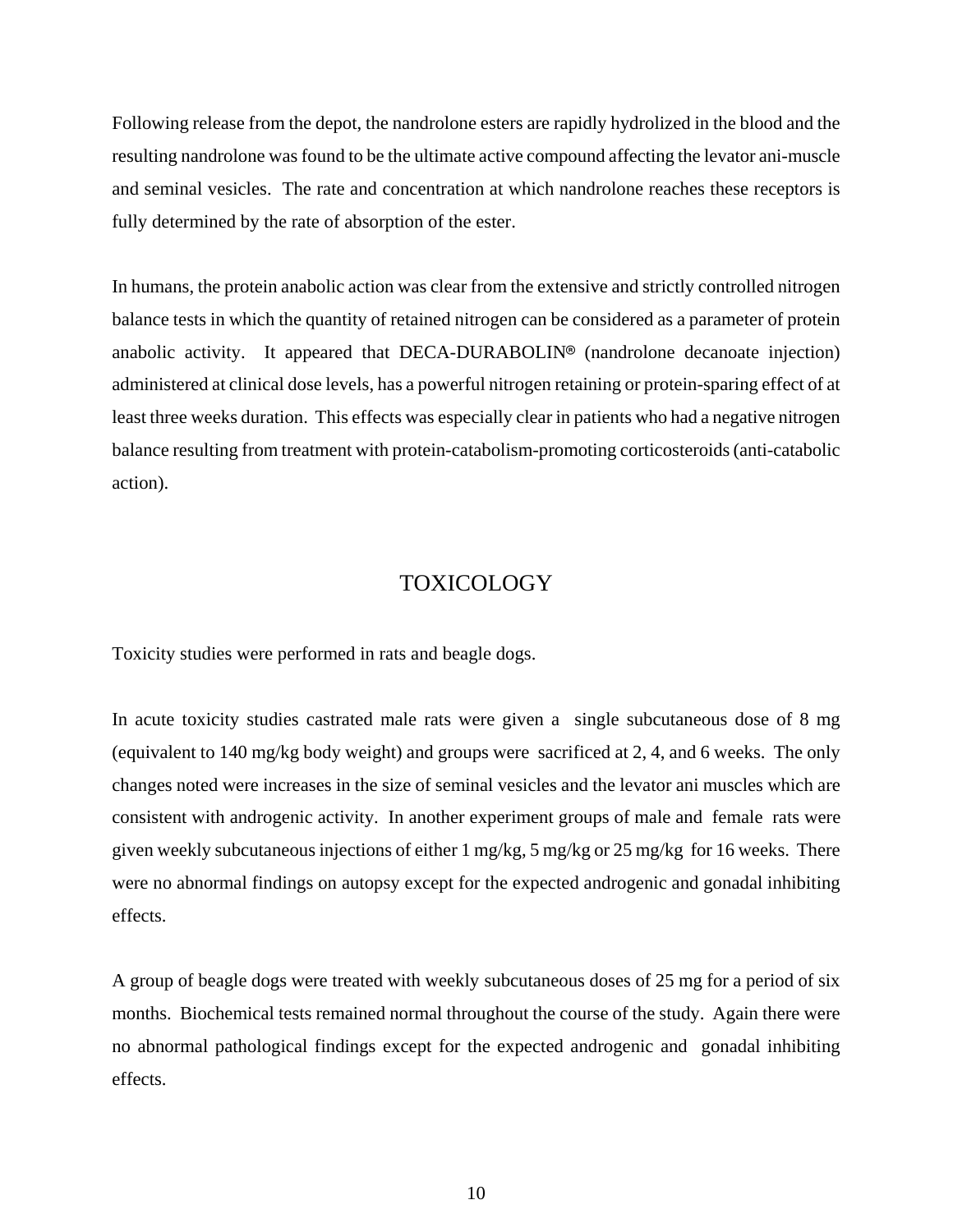Following release from the depot, the nandrolone esters are rapidly hydrolized in the blood and the resulting nandrolone was found to be the ultimate active compound affecting the levator ani-muscle and seminal vesicles. The rate and concentration at which nandrolone reaches these receptors is fully determined by the rate of absorption of the ester.

In humans, the protein anabolic action was clear from the extensive and strictly controlled nitrogen balance tests in which the quantity of retained nitrogen can be considered as a parameter of protein anabolic activity. It appeared that DECA-DURABOLIN® (nandrolone decanoate injection) administered at clinical dose levels, has a powerful nitrogen retaining or protein-sparing effect of at least three weeks duration. This effects was especially clear in patients who had a negative nitrogen balance resulting from treatment with protein-catabolism-promoting corticosteroids (anti-catabolic action).

## TOXICOLOGY

Toxicity studies were performed in rats and beagle dogs.

In acute toxicity studies castrated male rats were given a single subcutaneous dose of 8 mg (equivalent to 140 mg/kg body weight) and groups were sacrificed at 2, 4, and 6 weeks. The only changes noted were increases in the size of seminal vesicles and the levator ani muscles which are consistent with androgenic activity. In another experiment groups of male and female rats were given weekly subcutaneous injections of either 1 mg/kg, 5 mg/kg or 25 mg/kg for 16 weeks. There were no abnormal findings on autopsy except for the expected androgenic and gonadal inhibiting effects.

A group of beagle dogs were treated with weekly subcutaneous doses of 25 mg for a period of six months. Biochemical tests remained normal throughout the course of the study. Again there were no abnormal pathological findings except for the expected androgenic and gonadal inhibiting effects.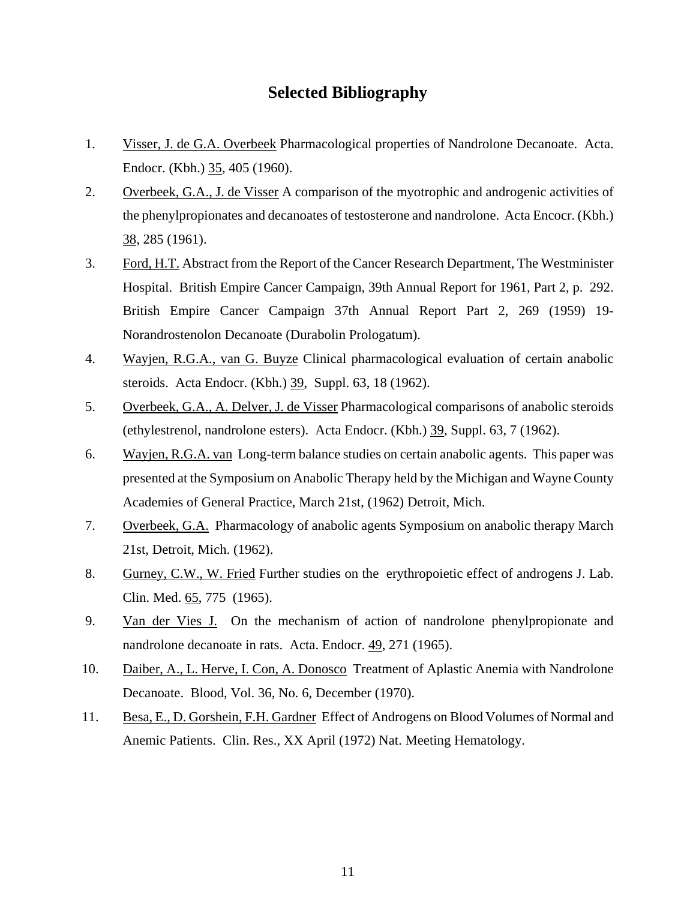# Selected Bibliography

1. Visser, J. de G.A. Overbeek Pharmacological properties of Nandrolone Decanoate. Acta. Endocr. (Kbh.) 35, 405 (1960).
2. Overbeek, G.A., J. de Visser A comparison of the myotrophic and androgenic activities of the phenylpropionates and decanoates of testosterone and nandrolone. Acta Encocr. (Kbh.) 38, 285 (1961).
3. Ford, H.T. Abstract from the Report of the Cancer Research Department, The Westminister Hospital. British Empire Cancer Campaign, 39th Annual Report for 1961, Part 2, p. 292. British Empire Cancer Campaign 37th Annual Report Part 2, 269 (1959) 19-Norandrostenolon Decanoate (Durabolin Prologatum).
4. Wayjen, R.G.A., van G. Buyze Clinical pharmacological evaluation of certain anabolic steroids. Acta Endocr. (Kbh.) 39, Suppl. 63, 18 (1962).
5. Overbeek, G.A., A. Delver, J. de Visser Pharmacological comparisons of anabolic steroids (ethylestrenol, nandrolone esters). Acta Endocr. (Kbh.) 39, Suppl. 63, 7 (1962).
6. Wayjen, R.G.A. van Long-term balance studies on certain anabolic agents. This paper was presented at the Symposium on Anabolic Therapy held by the Michigan and Wayne County Academies of General Practice, March 21st, (1962) Detroit, Mich.
7. Overbeek, G.A. Pharmacology of anabolic agents Symposium on anabolic therapy March 21st, Detroit, Mich. (1962).
8. Gurney, C.W., W. Fried Further studies on the erythropoietic effect of androgens J. Lab. Clin. Med. 65, 775 (1965).
9. Van der Vies J. On the mechanism of action of nandrolone phenylpropionate and nandrolone decanoate in rats. Acta. Endocr. 49, 271 (1965).
10. Daiber, A., L. Herve, I. Con, A. Donosco Treatment of Aplastic Anemia with Nandrolone Decanoate. Blood, Vol. 36, No. 6, December (1970).
11. Besa, E., D. Gorshein, F.H. Gardner Effect of Androgens on Blood Volumes of Normal and Anemic Patients. Clin. Res., XX April (1972) Nat. Meeting Hematology.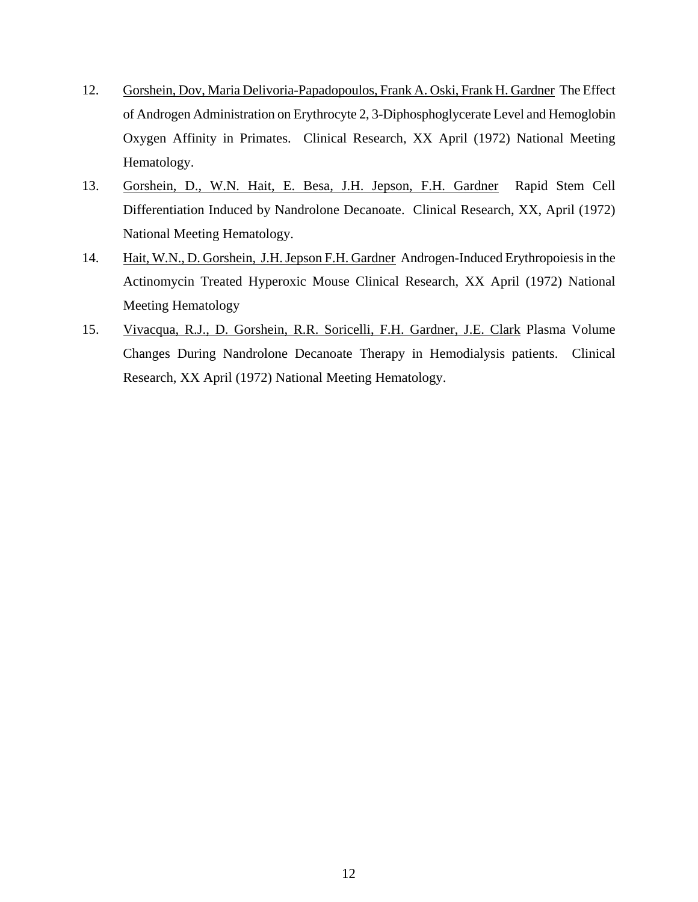12. Gorshein, Dov, Maria Delivoria-Papadopoulos, Frank A. Oski, Frank H. Gardner The Effect of Androgen Administration on Erythrocyte 2, 3-Diphosphoglycerate Level and Hemoglobin Oxygen Affinity in Primates. Clinical Research, XX April (1972) National Meeting Hematology.
13. Gorshein, D., W.N. Hait, E. Besa, J.H. Jepson, F.H. Gardner Rapid Stem Cell Differentiation Induced by Nandrolone Decanoate. Clinical Research, XX, April (1972) National Meeting Hematology.
14. Hait, W.N., D. Gorshein, J.H. Jepson F.H. Gardner Androgen-Induced Erythropoiesis in the Actinomycin Treated Hyperoxic Mouse Clinical Research, XX April (1972) National Meeting Hematology
15. Vivacqua, R.J., D. Gorshein, R.R. Soricelli, F.H. Gardner, J.E. Clark Plasma Volume Changes During Nandrolone Decanoate Therapy in Hemodialysis patients. Clinical Research, XX April (1972) National Meeting Hematology.